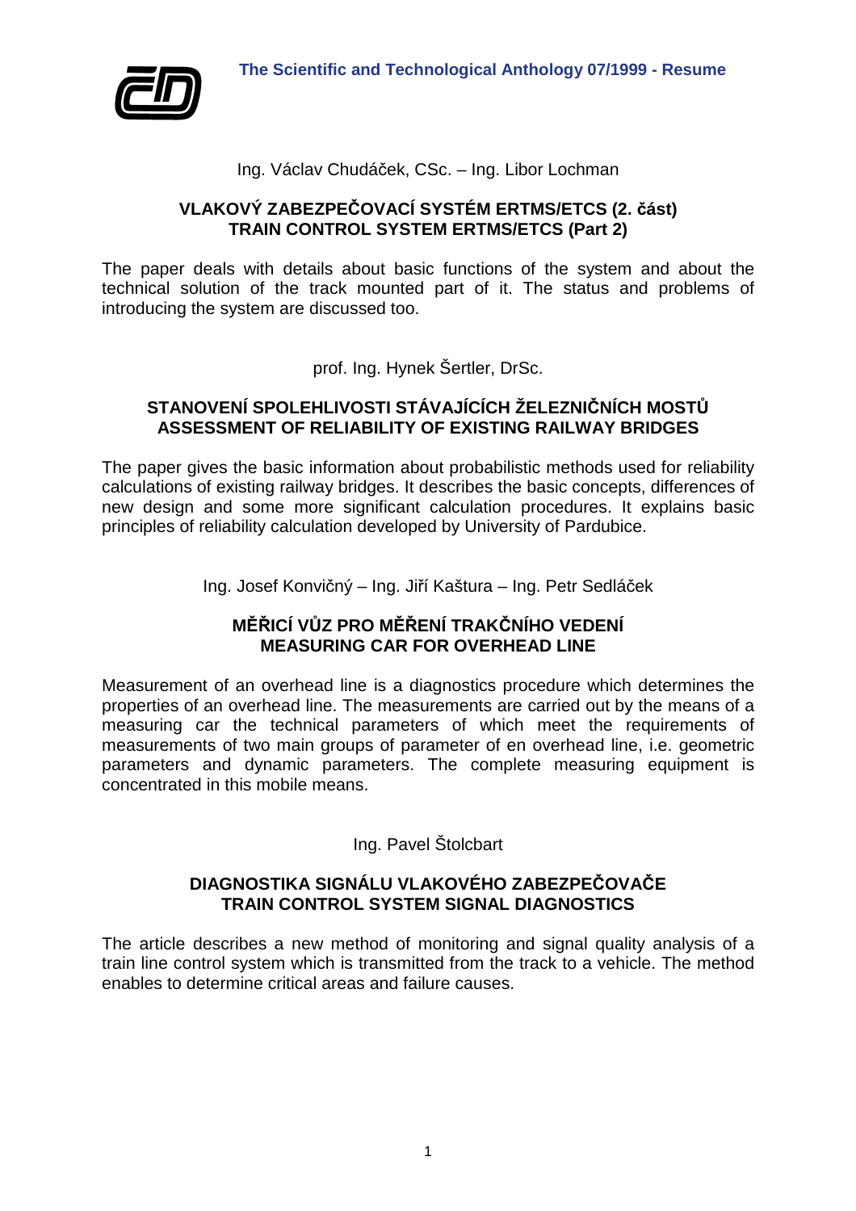# The Scientific and Technological Anthology 07/1999 - Resume

Ing. Václav Chudáček, CSc. – Ing. Libor Lochman

## VLAKOVÝ ZABEZPEČOVACÍ SYSTÉM ERTMS/ETCS (2. část)
## TRAIN CONTROL SYSTEM ERTMS/ETCS (Part 2)

The paper deals with details about basic functions of the system and about the technical solution of the track mounted part of it. The status and problems of introducing the system are discussed too.

prof. Ing. Hynek Šertler, DrSc.

## STANOVENÍ SPOLEHLIVOSTI STÁVAJÍCÍCH ŽELEZNIČNÍCH MOSTŮ
## ASSESSMENT OF RELIABILITY OF EXISTING RAILWAY BRIDGES

The paper gives the basic information about probabilistic methods used for reliability calculations of existing railway bridges. It describes the basic concepts, differences of new design and some more significant calculation procedures. It explains basic principles of reliability calculation developed by University of Pardubice.

Ing. Josef Konvičný – Ing. Jiří Kaštura – Ing. Petr Sedláček

## MĚŘICÍ VŮZ PRO MĚŘENÍ TRAKČNÍHO VEDENÍ
## MEASURING CAR FOR OVERHEAD LINE

Measurement of an overhead line is a diagnostics procedure which determines the properties of an overhead line. The measurements are carried out by the means of a measuring car the technical parameters of which meet the requirements of measurements of two main groups of parameter of en overhead line, i.e. geometric parameters and dynamic parameters. The complete measuring equipment is concentrated in this mobile means.

Ing. Pavel Štolcbart

## DIAGNOSTIKA SIGNÁLU VLAKOVÉHO ZABEZPEČOVAČE
## TRAIN CONTROL SYSTEM SIGNAL DIAGNOSTICS

The article describes a new method of monitoring and signal quality analysis of a train line control system which is transmitted from the track to a vehicle. The method enables to determine critical areas and failure causes.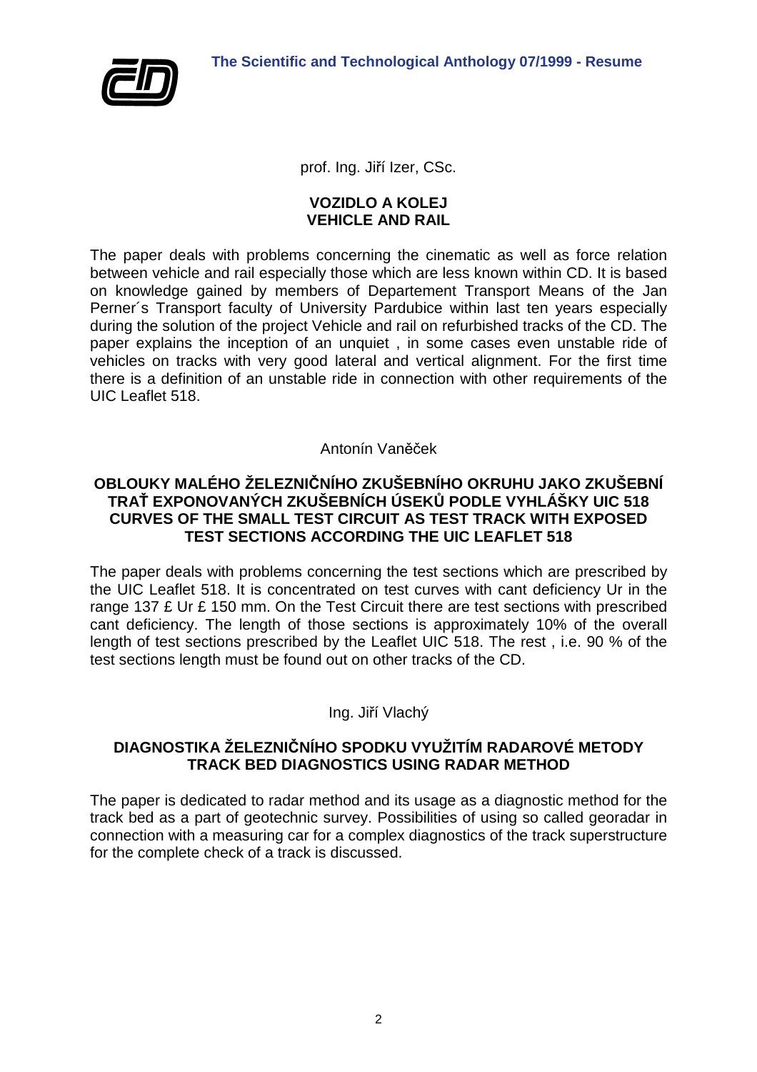prof. Ing. Jiří Izer, CSc.

## VOZIDLO A KOLEJ
## VEHICLE AND RAIL

The paper deals with problems concerning the cinematic as well as force relation between vehicle and rail especially those which are less known within CD. It is based on knowledge gained by members of Departement Transport Means of the Jan Perner´s Transport faculty of University Pardubice within last ten years especially during the solution of the project Vehicle and rail on refurbished tracks of the CD. The paper explains the inception of an unquiet , in some cases even unstable ride of vehicles on tracks with very good lateral and vertical alignment. For the first time there is a definition of an unstable ride in connection with other requirements of the UIC Leaflet 518.

Antonín Vaněček

## OBLOUKY MALÉHO ŽELEZNIČNÍHO ZKUŠEBNÍHO OKRUHU JAKO ZKUŠEBNÍ TRAŤ EXPONOVANÝCH ZKUŠEBNÍCH ÚSEKŮ PODLE VYHLÁŠKY UIC 518
## CURVES OF THE SMALL TEST CIRCUIT AS TEST TRACK WITH EXPOSED TEST SECTIONS ACCORDING THE UIC LEAFLET 518

The paper deals with problems concerning the test sections which are prescribed by the UIC Leaflet 518. It is concentrated on test curves with cant deficiency Ur in the range 137 £ Ur £ 150 mm. On the Test Circuit there are test sections with prescribed cant deficiency. The length of those sections is approximately 10% of the overall length of test sections prescribed by the Leaflet UIC 518. The rest , i.e. 90 % of the test sections length must be found out on other tracks of the CD.

Ing. Jiří Vlachý

## DIAGNOSTIKA ŽELEZNIČNÍHO SPODKU VYUŽITÍM RADAROVÉ METODY
## TRACK BED DIAGNOSTICS USING RADAR METHOD

The paper is dedicated to radar method and its usage as a diagnostic method for the track bed as a part of geotechnic survey. Possibilities of using so called georadar in connection with a measuring car for a complex diagnostics of the track superstructure for the complete check of a track is discussed.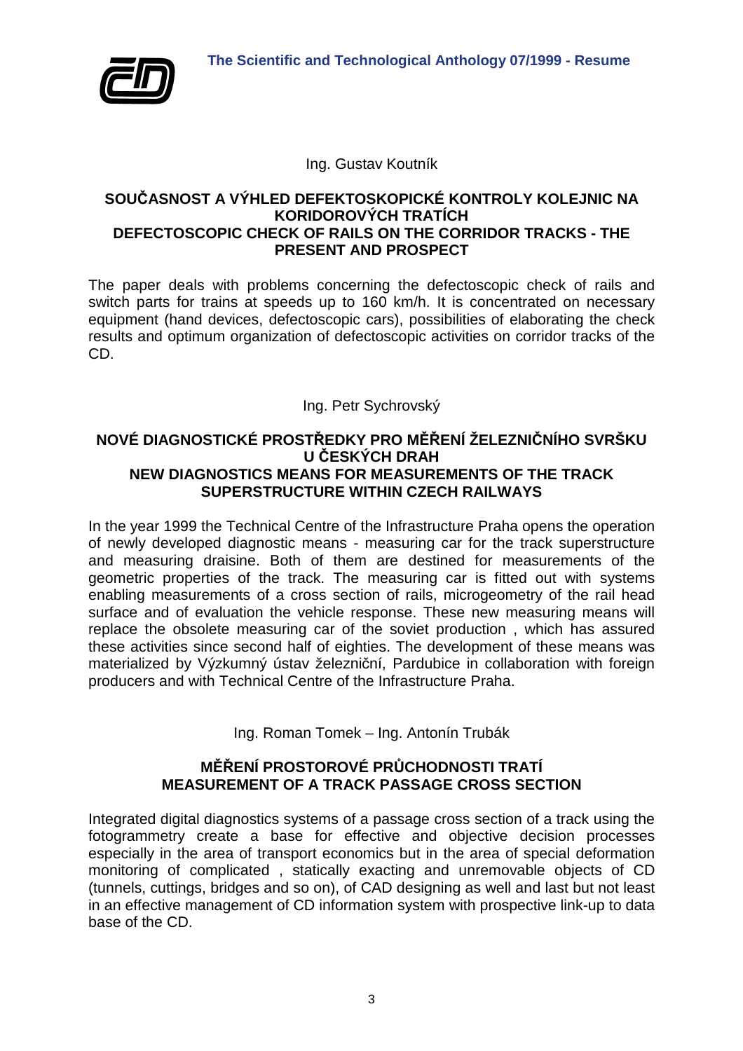Ing. Gustav Koutník

## SOUČASNOST A VÝHLED DEFEKTOSKOPICKÉ KONTROLY KOLEJNIC NA KORIDOROVÝCH TRATÍCH
## DEFECTOSCOPIC CHECK OF RAILS ON THE CORRIDOR TRACKS - THE PRESENT AND PROSPECT

The paper deals with problems concerning the defectoscopic check of rails and switch parts for trains at speeds up to 160 km/h. It is concentrated on necessary equipment (hand devices, defectoscopic cars), possibilities of elaborating the check results and optimum organization of defectoscopic activities on corridor tracks of the CD.

Ing. Petr Sychrovský

## NOVÉ DIAGNOSTICKÉ PROSTŘEDKY PRO MĚŘENÍ ŽELEZNIČNÍHO SVRŠKU U ČESKÝCH DRAH
## NEW DIAGNOSTICS MEANS FOR MEASUREMENTS OF THE TRACK SUPERSTRUCTURE WITHIN CZECH RAILWAYS

In the year 1999 the Technical Centre of the Infrastructure Praha opens the operation of newly developed diagnostic means - measuring car for the track superstructure and measuring draisine. Both of them are destined for measurements of the geometric properties of the track. The measuring car is fitted out with systems enabling measurements of a cross section of rails, microgeometry of the rail head surface and of evaluation the vehicle response. These new measuring means will replace the obsolete measuring car of the soviet production , which has assured these activities since second half of eighties. The development of these means was materialized by Výzkumný ústav železniční, Pardubice in collaboration with foreign producers and with Technical Centre of the Infrastructure Praha.

Ing. Roman Tomek – Ing. Antonín Trubák

## MĚŘENÍ PROSTOROVÉ PRŮCHODNOSTI TRATÍ
## MEASUREMENT OF A TRACK PASSAGE CROSS SECTION

Integrated digital diagnostics systems of a passage cross section of a track using the fotogrammetry create a base for effective and objective decision processes especially in the area of transport economics but in the area of special deformation monitoring of complicated , statically exacting and unremovable objects of CD (tunnels, cuttings, bridges and so on), of CAD designing as well and last but not least in an effective management of CD information system with prospective link-up to data base of the CD.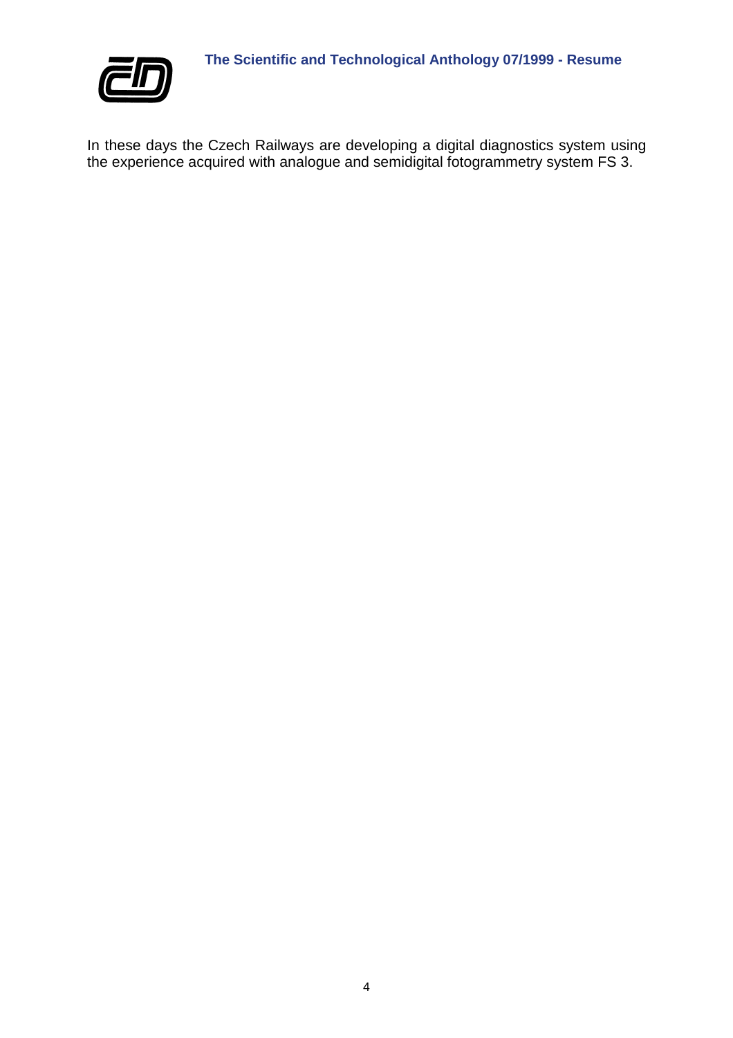In these days the Czech Railways are developing a digital diagnostics system using the experience acquired with analogue and semidigital fotogrammetry system FS 3.